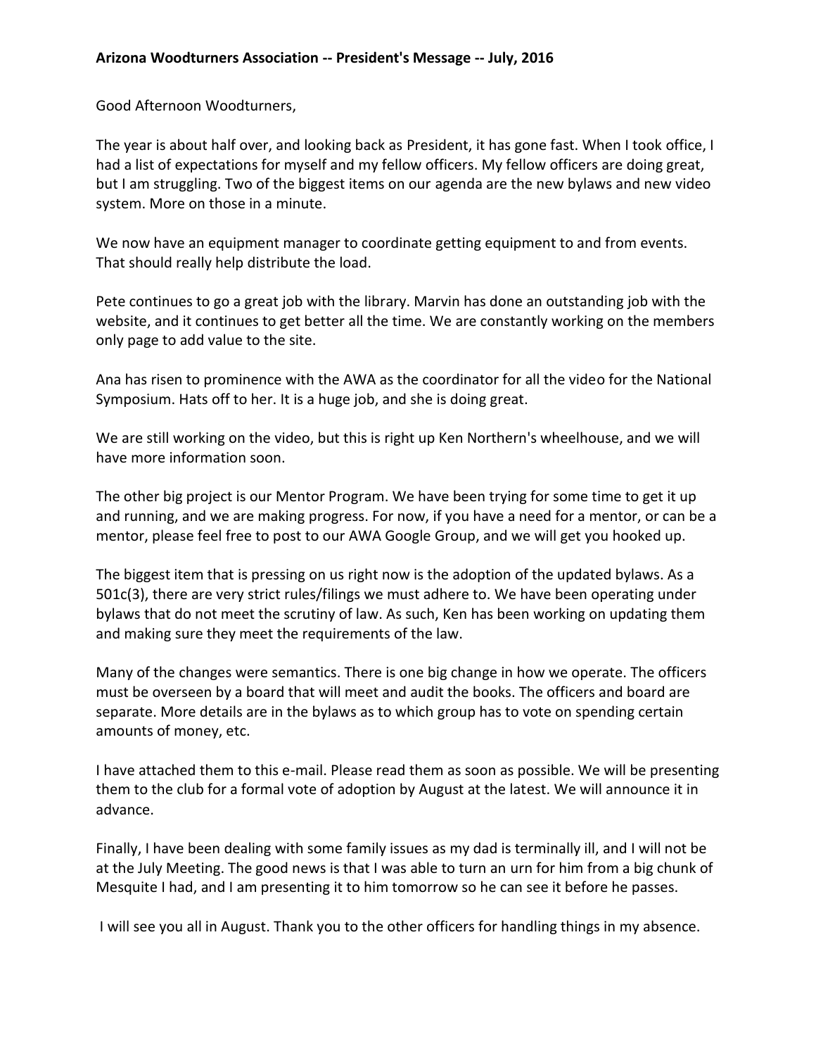**Arizona Woodturners Association -- President's Message -- July, 2016**

Good Afternoon Woodturners,

The year is about half over, and looking back as President, it has gone fast. When I took office, I had a list of expectations for myself and my fellow officers. My fellow officers are doing great, but I am struggling. Two of the biggest items on our agenda are the new bylaws and new video system. More on those in a minute.

We now have an equipment manager to coordinate getting equipment to and from events. That should really help distribute the load.

Pete continues to go a great job with the library. Marvin has done an outstanding job with the website, and it continues to get better all the time. We are constantly working on the members only page to add value to the site.

Ana has risen to prominence with the AWA as the coordinator for all the video for the National Symposium. Hats off to her. It is a huge job, and she is doing great.

We are still working on the video, but this is right up Ken Northern's wheelhouse, and we will have more information soon.

The other big project is our Mentor Program. We have been trying for some time to get it up and running, and we are making progress. For now, if you have a need for a mentor, or can be a mentor, please feel free to post to our AWA Google Group, and we will get you hooked up.

The biggest item that is pressing on us right now is the adoption of the updated bylaws. As a 501c(3), there are very strict rules/filings we must adhere to. We have been operating under bylaws that do not meet the scrutiny of law. As such, Ken has been working on updating them and making sure they meet the requirements of the law.

Many of the changes were semantics. There is one big change in how we operate. The officers must be overseen by a board that will meet and audit the books. The officers and board are separate. More details are in the bylaws as to which group has to vote on spending certain amounts of money, etc.

I have attached them to this e-mail. Please read them as soon as possible. We will be presenting them to the club for a formal vote of adoption by August at the latest. We will announce it in advance.

Finally, I have been dealing with some family issues as my dad is terminally ill, and I will not be at the July Meeting. The good news is that I was able to turn an urn for him from a big chunk of Mesquite I had, and I am presenting it to him tomorrow so he can see it before he passes.

I will see you all in August. Thank you to the other officers for handling things in my absence.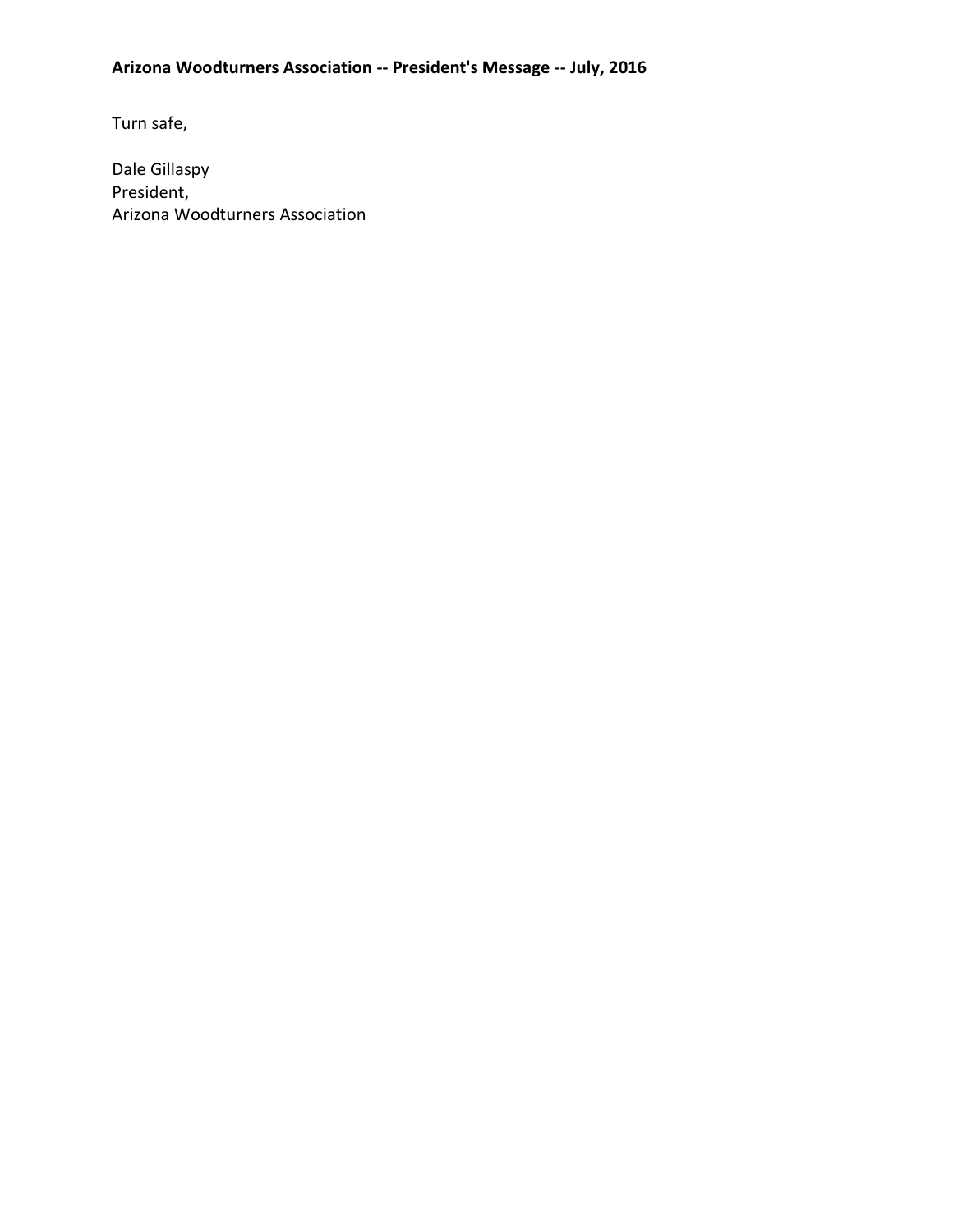Turn safe,

Dale Gillaspy
President,
Arizona Woodturners Association